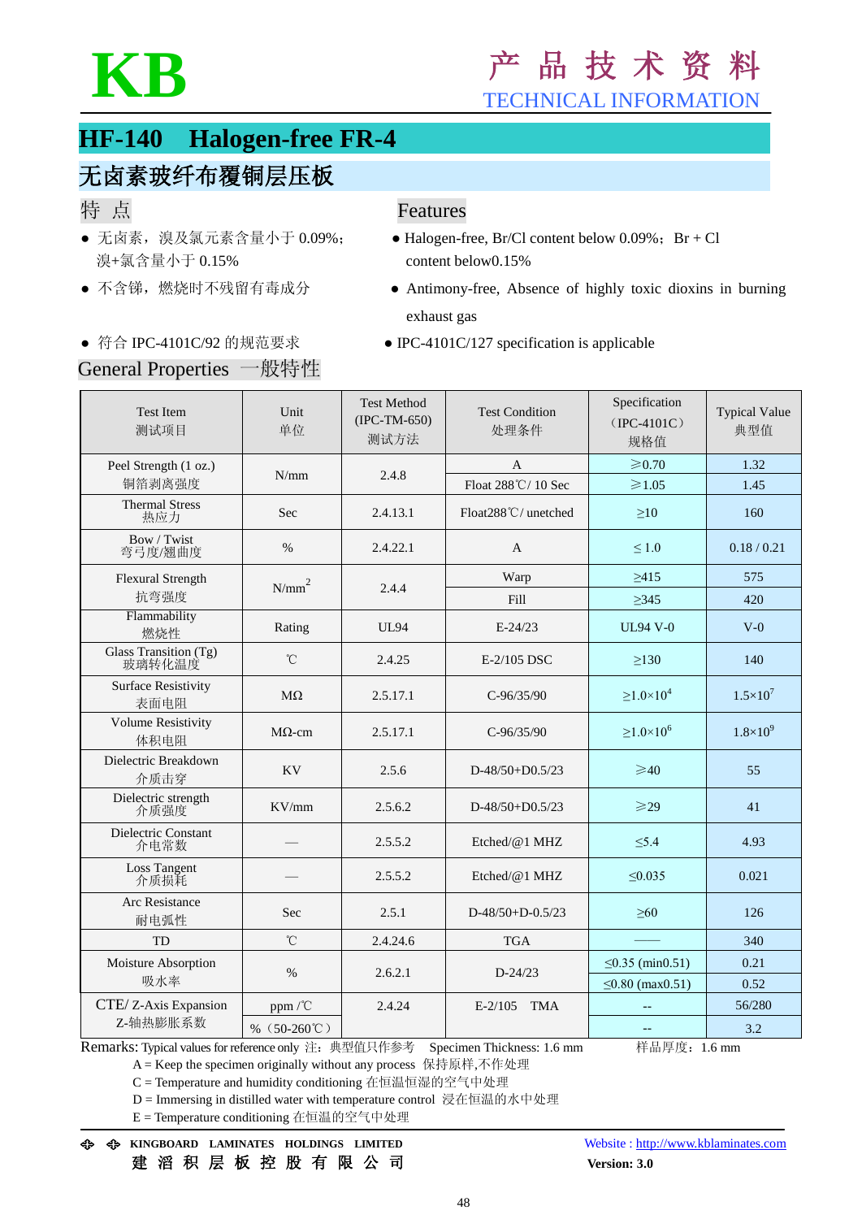# KB

产 品 技 术 资 料
TECHNICAL INFORMATION

## HF-140　Halogen-free FR-4

## 无卤素玻纤布覆铜层压板

### 特 点

- 无卤素，溴及氯元素含量小于 0.09%；溴+氯含量小于 0.15%
- 不含锑，燃烧时不残留有毒成分
- 符合 IPC-4101C/92 的规范要求

### Features

- Halogen-free, Br/Cl content below 0.09%；Br + Cl content below0.15%
- Antimony-free, Absence of highly toxic dioxins in burning exhaust gas
- IPC-4101C/127 specification is applicable

### General Properties 一般特性

| Test Item 测试项目 | Unit 单位 | Test Method (IPC-TM-650) 测试方法 | Test Condition 处理条件 | Specification （IPC-4101C） 规格值 | Typical Value 典型值 |
|---|---|---|---|---|---|
| Peel Strength (1 oz.) 铜箔剥离强度 | N/mm | 2.4.8 | A | ≥0.70 | 1.32 |
| | | | Float 288℃/ 10 Sec | ≥1.05 | 1.45 |
| Thermal Stress 热应力 | Sec | 2.4.13.1 | Float288℃/ unetched | ≥10 | 160 |
| Bow / Twist 弯弓度/翘曲度 | % | 2.4.22.1 | A | ≤ 1.0 | 0.18 / 0.21 |
| Flexural Strength 抗弯强度 | $N/mm^2$ | 2.4.4 | Warp | ≥415 | 575 |
| | | | Fill | ≥345 | 420 |
| Flammability 燃烧性 | Rating | UL94 | E-24/23 | UL94 V-0 | V-0 |
| Glass Transition (Tg) 玻璃转化温度 | ℃ | 2.4.25 | E-2/105 DSC | ≥130 | 140 |
| Surface Resistivity 表面电阻 | MΩ | 2.5.17.1 | C-96/35/90 | $\geq 1.0\times10^4$ | $1.5\times10^7$ |
| Volume Resistivity 体积电阻 | MΩ-cm | 2.5.17.1 | C-96/35/90 | $\geq 1.0\times10^6$ | $1.8\times10^9$ |
| Dielectric Breakdown 介质击穿 | KV | 2.5.6 | D-48/50+D0.5/23 | ≥40 | 55 |
| Dielectric strength 介质强度 | KV/mm | 2.5.6.2 | D-48/50+D0.5/23 | ≥29 | 41 |
| Dielectric Constant 介电常数 | — | 2.5.5.2 | Etched/@1 MHZ | ≤5.4 | 4.93 |
| Loss Tangent 介质损耗 | — | 2.5.5.2 | Etched/@1 MHZ | ≤0.035 | 0.021 |
| Arc Resistance 耐电弧性 | Sec | 2.5.1 | D-48/50+D-0.5/23 | ≥60 | 126 |
| TD | ℃ | 2.4.24.6 | TGA | —— | 340 |
| Moisture Absorption 吸水率 | % | 2.6.2.1 | D-24/23 | ≤0.35 (min0.51) | 0.21 |
| | | | | ≤0.80 (max0.51) | 0.52 |
| CTE/ Z-Axis Expansion Z-轴热膨胀系数 | ppm /℃ | 2.4.24 | E-2/105　TMA | -- | 56/280 |
| | %（50-260℃） | | | -- | 3.2 |

Remarks: Typical values for reference only 注：典型值只作参考　Specimen Thickness: 1.6 mm　样品厚度：1.6 mm

A = Keep the specimen originally without any process 保持原样,不作处理
C = Temperature and humidity conditioning 在恒温恒湿的空气中处理
D = Immersing in distilled water with temperature control 浸在恒温的水中处理
E = Temperature conditioning 在恒温的空气中处理

KINGBOARD LAMINATES HOLDINGS LIMITED
建 滔 积 层 板 控 股 有 限 公 司

Website : http://www.kblaminates.com
Version: 3.0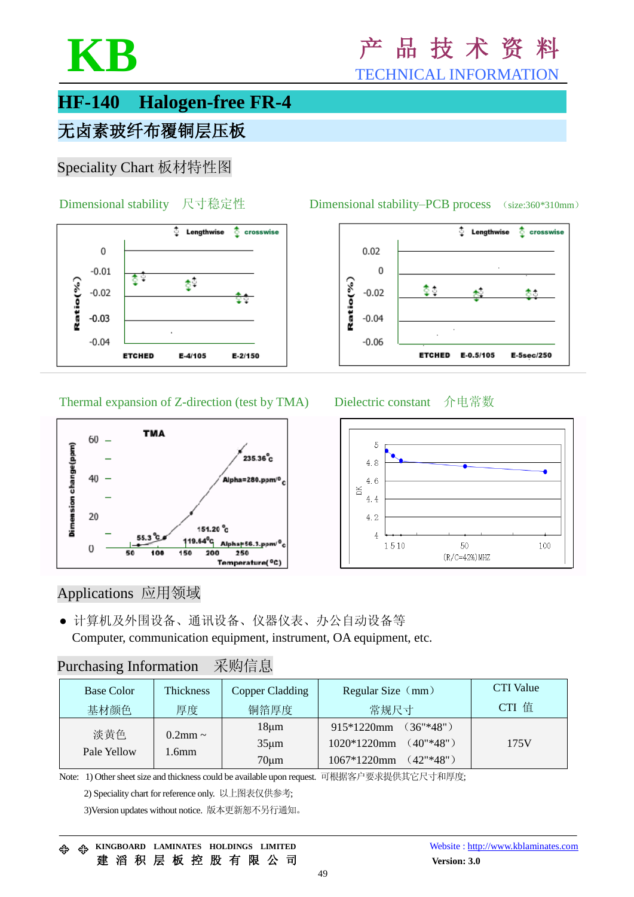# KB

产 品 技 术 资 料
TECHNICAL INFORMATION

## HF-140 Halogen-free FR-4

## 无卤素玻纤布覆铜层压板

### Speciality Chart 板材特性图

Dimensional stability 尺寸稳定性

Lengthwise crosswise
0
-0.01
-0.02
-0.03
-0.04
Ratio(%)
ETCHED E-4/105 E-2/150

Dimensional stability–PCB process （size:360*310mm）

Lengthwise crosswise
0.02
0
-0.02
-0.04
-0.06
Ratio(%)
ETCHED E-0.5/105 E-5sec/250

Thermal expansion of Z-direction (test by TMA)

TMA
60
40
20
0
Dimension change(ppm)
235.36°c
Alpha=280.ppm/°c
151.20 °c
55.3 °c
119.64°c
Alpha=56.1.ppm/°c
50 100 150 200 250
Temperature(°C)

Dielectric constant 介电常数

5
4.8
4.6
4.4
4.2
4
DK
1 5 10
50
100
(R/C=42%)MHZ

### Applications 应用领域

- 计算机及外围设备、通讯设备、仪器仪表、办公自动设备等
  Computer, communication equipment, instrument, OA equipment, etc.

### Purchasing Information 采购信息

| Base Color 基材颜色 | Thickness 厚度 | Copper Cladding 铜箔厚度 | Regular Size（mm） 常规尺寸 | CTI Value CTI 值 |
|---|---|---|---|---|
| 淡黄色 Pale Yellow | 0.2mm ~ 1.6mm | 18µm<br>35µm<br>70µm | 915*1220mm （36"*48"）<br>1020*1220mm （40"*48"）<br>1067*1220mm （42"*48"） | 175V |

Note: 1) Other sheet size and thickness could be available upon request. 可根据客户要求提供其它尺寸和厚度;

2) Speciality chart for reference only. 以上图表仅供参考;

3)Version updates without notice. 版本更新恕不另行通知。

KINGBOARD LAMINATES HOLDINGS LIMITED
建 滔 积 层 板 控 股 有 限 公 司

Website : http://www.kblaminates.com
Version: 3.0